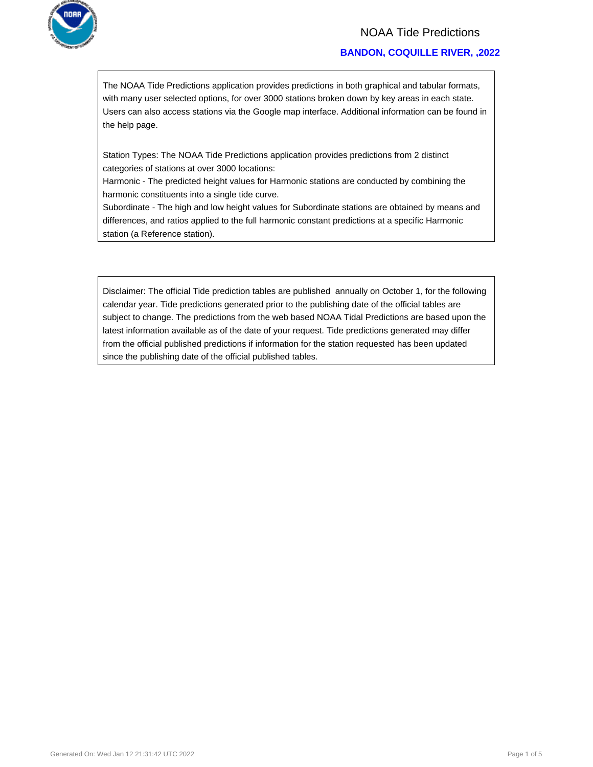# NOAA Tide Predictions

## BANDON, COQUILLE RIVER, ,2022

The NOAA Tide Predictions application provides predictions in both graphical and tabular formats, with many user selected options, for over 3000 stations broken down by key areas in each state. Users can also access stations via the Google map interface. Additional information can be found in the help page.

Station Types: The NOAA Tide Predictions application provides predictions from 2 distinct categories of stations at over 3000 locations:
Harmonic - The predicted height values for Harmonic stations are conducted by combining the harmonic constituents into a single tide curve.
Subordinate - The high and low height values for Subordinate stations are obtained by means and differences, and ratios applied to the full harmonic constant predictions at a specific Harmonic station (a Reference station).

Disclaimer: The official Tide prediction tables are published annually on October 1, for the following calendar year. Tide predictions generated prior to the publishing date of the official tables are subject to change. The predictions from the web based NOAA Tidal Predictions are based upon the latest information available as of the date of your request. Tide predictions generated may differ from the official published predictions if information for the station requested has been updated since the publishing date of the official published tables.

Generated On: Wed Jan 12 21:31:42 UTC 2022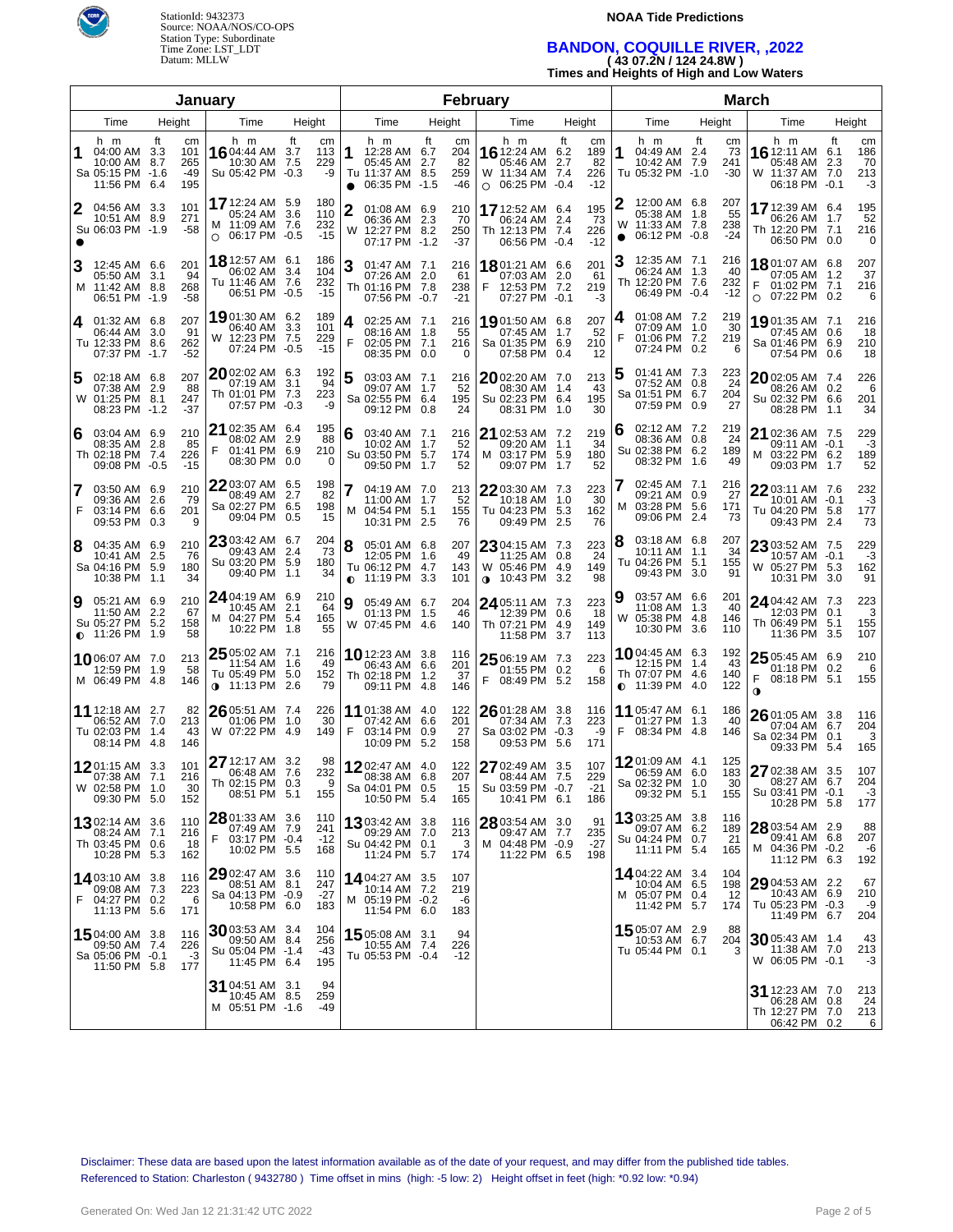StationId: 9432373
Source: NOAA/NOS/CO-OPS
Station Type: Subordinate
Time Zone: LST_LDT
Datum: MLLW

**NOAA Tide Predictions**

## BANDON, COQUILLE RIVER, ,2022

**( 43 07.2N / 124 24.8W )**

**Times and Heights of High and Low Waters**

### January

| Day | Time | ft | cm |
|---|---|---|---|
| 1 Sa | 04:00 AM | 3.3 | 101 |
| | 10:00 AM | 8.7 | 265 |
| | 05:15 PM | -1.6 | -49 |
| | 11:56 PM | 6.4 | 195 |
| 2 Su ● | 04:56 AM | 3.3 | 101 |
| | 10:51 AM | 8.9 | 271 |
| | 06:03 PM | -1.9 | -58 |
| 3 M | 12:45 AM | 6.6 | 201 |
| | 05:50 AM | 3.1 | 94 |
| | 11:42 AM | 8.8 | 268 |
| | 06:51 PM | -1.9 | -58 |
| 4 Tu | 01:32 AM | 6.8 | 207 |
| | 06:44 AM | 3.0 | 91 |
| | 12:33 PM | 8.6 | 262 |
| | 07:37 PM | -1.7 | -52 |
| 5 W | 02:18 AM | 6.8 | 207 |
| | 07:38 AM | 2.9 | 88 |
| | 01:25 PM | 8.1 | 247 |
| | 08:23 PM | -1.2 | -37 |
| 6 Th | 03:04 AM | 6.9 | 210 |
| | 08:35 AM | 2.8 | 85 |
| | 02:18 PM | 7.4 | 226 |
| | 09:08 PM | -0.5 | -15 |
| 7 F | 03:50 AM | 6.9 | 210 |
| | 09:36 AM | 2.6 | 79 |
| | 03:14 PM | 6.6 | 201 |
| | 09:53 PM | 0.3 | 9 |
| 8 Sa | 04:35 AM | 6.9 | 210 |
| | 10:41 AM | 2.5 | 76 |
| | 04:16 PM | 5.9 | 180 |
| | 10:38 PM | 1.1 | 34 |
| 9 Su ◐ | 05:21 AM | 6.9 | 210 |
| | 11:50 AM | 2.2 | 67 |
| | 05:27 PM | 5.2 | 158 |
| | 11:26 PM | 1.9 | 58 |
| 10 M | 06:07 AM | 7.0 | 213 |
| | 12:59 PM | 1.9 | 58 |
| | 06:49 PM | 4.8 | 146 |
| 11 Tu | 12:18 AM | 2.7 | 82 |
| | 06:52 AM | 7.0 | 213 |
| | 02:03 PM | 1.4 | 43 |
| | 08:14 PM | 4.8 | 146 |
| 12 W | 01:15 AM | 3.3 | 101 |
| | 07:38 AM | 7.1 | 216 |
| | 02:58 PM | 1.0 | 30 |
| | 09:30 PM | 5.0 | 152 |
| 13 Th | 02:14 AM | 3.6 | 110 |
| | 08:24 AM | 7.1 | 216 |
| | 03:45 PM | 0.6 | 18 |
| | 10:28 PM | 5.3 | 162 |
| 14 F | 03:10 AM | 3.8 | 116 |
| | 09:08 AM | 7.3 | 223 |
| | 04:27 PM | 0.2 | 6 |
| | 11:13 PM | 5.6 | 171 |
| 15 Sa | 04:00 AM | 3.8 | 116 |
| | 09:50 AM | 7.4 | 226 |
| | 05:06 PM | -0.1 | -3 |
| | 11:50 PM | 5.8 | 177 |
| 16 Su | 04:44 AM | 3.7 | 113 |
| | 10:30 AM | 7.5 | 229 |
| | 05:42 PM | -0.3 | -9 |
| 17 M ○ | 12:24 AM | 5.9 | 180 |
| | 05:24 AM | 3.6 | 110 |
| | 11:09 AM | 7.6 | 232 |
| | 06:17 PM | -0.5 | -15 |
| 18 Tu | 12:57 AM | 6.1 | 186 |
| | 06:02 AM | 3.4 | 104 |
| | 11:46 AM | 7.6 | 232 |
| | 06:51 PM | -0.5 | -15 |
| 19 W | 01:30 AM | 6.2 | 189 |
| | 06:40 AM | 3.3 | 101 |
| | 12:23 PM | 7.5 | 229 |
| | 07:24 PM | -0.5 | -15 |
| 20 Th | 02:02 AM | 6.3 | 192 |
| | 07:19 AM | 3.1 | 94 |
| | 01:01 PM | 7.3 | 223 |
| | 07:57 PM | -0.3 | -9 |
| 21 F | 02:35 AM | 6.4 | 195 |
| | 08:02 AM | 2.9 | 88 |
| | 01:41 PM | 6.9 | 210 |
| | 08:30 PM | 0.0 | 0 |
| 22 Sa | 03:07 AM | 6.5 | 198 |
| | 08:49 AM | 2.7 | 82 |
| | 02:27 PM | 6.5 | 198 |
| | 09:04 PM | 0.5 | 15 |
| 23 Su | 03:42 AM | 6.7 | 204 |
| | 09:43 AM | 2.4 | 73 |
| | 03:20 PM | 5.9 | 180 |
| | 09:40 PM | 1.1 | 34 |
| 24 M | 04:19 AM | 6.9 | 210 |
| | 10:45 AM | 2.1 | 64 |
| | 04:27 PM | 5.4 | 165 |
| | 10:22 PM | 1.8 | 55 |
| 25 Tu ◑ | 05:02 AM | 7.1 | 216 |
| | 11:54 AM | 1.6 | 49 |
| | 05:49 PM | 5.0 | 152 |
| | 11:13 PM | 2.6 | 79 |
| 26 W | 05:51 AM | 7.4 | 226 |
| | 01:06 PM | 1.0 | 30 |
| | 07:22 PM | 4.9 | 149 |
| 27 Th | 12:17 AM | 3.2 | 98 |
| | 06:48 AM | 7.6 | 232 |
| | 02:15 PM | 0.3 | 9 |
| | 08:51 PM | 5.1 | 155 |
| 28 F | 01:33 AM | 3.6 | 110 |
| | 07:49 AM | 7.9 | 241 |
| | 03:17 PM | -0.4 | -12 |
| | 10:02 PM | 5.5 | 168 |
| 29 Sa | 02:47 AM | 3.6 | 110 |
| | 08:51 AM | 8.1 | 247 |
| | 04:13 PM | -0.9 | -27 |
| | 10:58 PM | 6.0 | 183 |
| 30 Su | 03:53 AM | 3.4 | 104 |
| | 09:50 AM | 8.4 | 256 |
| | 05:04 PM | -1.4 | -43 |
| | 11:45 PM | 6.4 | 195 |
| 31 M | 04:51 AM | 3.1 | 94 |
| | 10:45 AM | 8.5 | 259 |
| | 05:51 PM | -1.6 | -49 |

### February

| Day | Time | ft | cm |
|---|---|---|---|
| 1 Tu ● | 12:28 AM | 6.7 | 204 |
| | 05:45 AM | 2.7 | 82 |
| | 11:37 AM | 8.5 | 259 |
| | 06:35 PM | -1.5 | -46 |
| 2 W | 01:08 AM | 6.9 | 210 |
| | 06:36 AM | 2.3 | 70 |
| | 12:27 PM | 8.2 | 250 |
| | 07:17 PM | -1.2 | -37 |
| 3 Th | 01:47 AM | 7.1 | 216 |
| | 07:26 AM | 2.0 | 61 |
| | 01:16 PM | 7.8 | 238 |
| | 07:56 PM | -0.7 | -21 |
| 4 F | 02:25 AM | 7.1 | 216 |
| | 08:16 AM | 1.8 | 55 |
| | 02:05 PM | 7.1 | 216 |
| | 08:35 PM | 0.0 | 0 |
| 5 Sa | 03:03 AM | 7.1 | 216 |
| | 09:07 AM | 1.7 | 52 |
| | 02:55 PM | 6.4 | 195 |
| | 09:12 PM | 0.8 | 24 |
| 6 Su | 03:40 AM | 7.1 | 216 |
| | 10:02 AM | 1.7 | 52 |
| | 03:50 PM | 5.7 | 174 |
| | 09:50 PM | 1.7 | 52 |
| 7 M | 04:19 AM | 7.0 | 213 |
| | 11:00 AM | 1.7 | 52 |
| | 04:54 PM | 5.1 | 155 |
| | 10:31 PM | 2.5 | 76 |
| 8 Tu ◐ | 05:01 AM | 6.8 | 207 |
| | 12:05 PM | 1.6 | 49 |
| | 06:12 PM | 4.7 | 143 |
| | 11:19 PM | 3.3 | 101 |
| 9 W | 05:49 AM | 6.7 | 204 |
| | 01:13 PM | 1.5 | 46 |
| | 07:45 PM | 4.6 | 140 |
| 10 Th | 12:23 AM | 3.8 | 116 |
| | 06:43 AM | 6.6 | 201 |
| | 02:18 PM | 1.2 | 37 |
| | 09:11 PM | 4.8 | 146 |
| 11 F | 01:38 AM | 4.0 | 122 |
| | 07:42 AM | 6.6 | 201 |
| | 03:14 PM | 0.9 | 27 |
| | 10:09 PM | 5.2 | 158 |
| 12 Sa | 02:47 AM | 4.0 | 122 |
| | 08:38 AM | 6.8 | 207 |
| | 04:01 PM | 0.5 | 15 |
| | 10:50 PM | 5.4 | 165 |
| 13 Su | 03:42 AM | 3.8 | 116 |
| | 09:29 AM | 7.0 | 213 |
| | 04:42 PM | 0.1 | 3 |
| | 11:24 PM | 5.7 | 174 |
| 14 M | 04:27 AM | 3.5 | 107 |
| | 10:14 AM | 7.2 | 219 |
| | 05:19 PM | -0.2 | -6 |
| | 11:54 PM | 6.0 | 183 |
| 15 Tu | 05:08 AM | 3.1 | 94 |
| | 10:55 AM | 7.4 | 226 |
| | 05:53 PM | -0.4 | -12 |
| 16 W ○ | 12:24 AM | 6.2 | 189 |
| | 05:46 AM | 2.7 | 82 |
| | 11:34 AM | 7.4 | 226 |
| | 06:25 PM | -0.4 | -12 |
| 17 Th | 12:52 AM | 6.4 | 195 |
| | 06:24 AM | 2.4 | 73 |
| | 12:13 PM | 7.4 | 226 |
| | 06:56 PM | -0.4 | -12 |
| 18 F | 01:21 AM | 6.6 | 201 |
| | 07:03 AM | 2.0 | 61 |
| | 12:53 PM | 7.2 | 219 |
| | 07:27 PM | -0.1 | -3 |
| 19 Sa | 01:50 AM | 6.8 | 207 |
| | 07:45 AM | 1.7 | 52 |
| | 01:35 PM | 6.9 | 210 |
| | 07:58 PM | 0.4 | 12 |
| 20 Su | 02:20 AM | 7.0 | 213 |
| | 08:30 AM | 1.4 | 43 |
| | 02:23 PM | 6.4 | 195 |
| | 08:31 PM | 1.0 | 30 |
| 21 M | 02:53 AM | 7.2 | 219 |
| | 09:20 AM | 1.1 | 34 |
| | 03:17 PM | 5.9 | 180 |
| | 09:07 PM | 1.7 | 52 |
| 22 Tu | 03:30 AM | 7.3 | 223 |
| | 10:18 AM | 1.0 | 30 |
| | 04:23 PM | 5.3 | 162 |
| | 09:49 PM | 2.5 | 76 |
| 23 W ◑ | 04:15 AM | 7.3 | 223 |
| | 11:25 AM | 0.8 | 24 |
| | 05:46 PM | 4.9 | 149 |
| | 10:43 PM | 3.2 | 98 |
| 24 Th | 05:11 AM | 7.3 | 223 |
| | 12:39 PM | 0.6 | 18 |
| | 07:21 PM | 4.9 | 149 |
| | 11:58 PM | 3.7 | 113 |
| 25 F | 06:19 AM | 7.3 | 223 |
| | 01:55 PM | 0.2 | 6 |
| | 08:49 PM | 5.2 | 158 |
| 26 Sa | 01:28 AM | 3.8 | 116 |
| | 07:34 AM | 7.3 | 223 |
| | 03:02 PM | -0.3 | -9 |
| | 09:53 PM | 5.6 | 171 |
| 27 Su | 02:49 AM | 3.5 | 107 |
| | 08:44 AM | 7.5 | 229 |
| | 03:59 PM | -0.7 | -21 |
| | 10:41 PM | 6.1 | 186 |
| 28 M | 03:54 AM | 3.0 | 91 |
| | 09:47 AM | 7.7 | 235 |
| | 04:48 PM | -0.9 | -27 |
| | 11:22 PM | 6.5 | 198 |

### March

| Day | Time | ft | cm |
|---|---|---|---|
| 1 Tu | 04:49 AM | 2.4 | 73 |
| | 10:42 AM | 7.9 | 241 |
| | 05:32 PM | -1.0 | -30 |
| 2 W ● | 12:00 AM | 6.8 | 207 |
| | 05:38 AM | 1.8 | 55 |
| | 11:33 AM | 7.8 | 238 |
| | 06:12 PM | -0.8 | -24 |
| 3 Th | 12:35 AM | 7.1 | 216 |
| | 06:24 AM | 1.3 | 40 |
| | 12:20 PM | 7.6 | 232 |
| | 06:49 PM | -0.4 | -12 |
| 4 F | 01:08 AM | 7.2 | 219 |
| | 07:09 AM | 1.0 | 30 |
| | 01:06 PM | 7.2 | 219 |
| | 07:24 PM | 0.2 | 6 |
| 5 Sa | 01:41 AM | 7.3 | 223 |
| | 07:52 AM | 0.8 | 24 |
| | 01:51 PM | 6.7 | 204 |
| | 07:59 PM | 0.9 | 27 |
| 6 Su | 02:12 AM | 7.2 | 219 |
| | 08:36 AM | 0.8 | 24 |
| | 02:38 PM | 6.2 | 189 |
| | 08:32 PM | 1.6 | 49 |
| 7 M | 02:45 AM | 7.1 | 216 |
| | 09:21 AM | 0.9 | 27 |
| | 03:28 PM | 5.6 | 171 |
| | 09:06 PM | 2.4 | 73 |
| 8 Tu | 03:18 AM | 6.8 | 207 |
| | 10:11 AM | 1.1 | 34 |
| | 04:26 PM | 5.1 | 155 |
| | 09:43 PM | 3.0 | 91 |
| 9 W | 03:57 AM | 6.6 | 201 |
| | 11:08 AM | 1.3 | 40 |
| | 05:38 PM | 4.8 | 146 |
| | 10:30 PM | 3.6 | 110 |
| 10 Th ◐ | 04:45 AM | 6.3 | 192 |
| | 12:15 PM | 1.4 | 43 |
| | 07:07 PM | 4.6 | 140 |
| | 11:39 PM | 4.0 | 122 |
| 11 F | 05:47 AM | 6.1 | 186 |
| | 01:27 PM | 1.3 | 40 |
| | 08:34 PM | 4.8 | 146 |
| 12 Sa | 01:09 AM | 4.1 | 125 |
| | 06:59 AM | 6.0 | 183 |
| | 02:32 PM | 1.0 | 30 |
| | 09:32 PM | 5.1 | 155 |
| 13 Su | 03:25 AM | 3.8 | 116 |
| | 09:07 AM | 6.2 | 189 |
| | 04:24 PM | 0.7 | 21 |
| | 11:11 PM | 5.4 | 165 |
| 14 M | 04:22 AM | 3.4 | 104 |
| | 10:04 AM | 6.5 | 198 |
| | 05:07 PM | 0.4 | 12 |
| | 11:42 PM | 5.7 | 174 |
| 15 Tu | 05:07 AM | 2.9 | 88 |
| | 10:53 AM | 6.7 | 204 |
| | 05:44 PM | 0.1 | 3 |
| 16 W | 12:11 AM | 6.1 | 186 |
| | 05:48 AM | 2.3 | 70 |
| | 11:37 AM | 7.0 | 213 |
| | 06:18 PM | -0.1 | -3 |
| 17 Th | 12:39 AM | 6.4 | 195 |
| | 06:26 AM | 1.7 | 52 |
| | 12:20 PM | 7.1 | 216 |
| | 06:50 PM | 0.0 | 0 |
| 18 F ○ | 01:07 AM | 6.8 | 207 |
| | 07:05 AM | 1.2 | 37 |
| | 01:02 PM | 7.1 | 216 |
| | 07:22 PM | 0.2 | 6 |
| 19 Sa | 01:35 AM | 7.1 | 216 |
| | 07:45 AM | 0.6 | 18 |
| | 01:46 PM | 6.9 | 210 |
| | 07:54 PM | 0.6 | 18 |
| 20 Su | 02:05 AM | 7.4 | 226 |
| | 08:26 AM | 0.2 | 6 |
| | 02:32 PM | 6.6 | 201 |
| | 08:28 PM | 1.1 | 34 |
| 21 M | 02:36 AM | 7.5 | 229 |
| | 09:11 AM | -0.1 | -3 |
| | 03:22 PM | 6.2 | 189 |
| | 09:03 PM | 1.7 | 52 |
| 22 Tu | 03:11 AM | 7.6 | 232 |
| | 10:01 AM | -0.1 | -3 |
| | 04:20 PM | 5.8 | 177 |
| | 09:43 PM | 2.4 | 73 |
| 23 W | 03:52 AM | 7.5 | 229 |
| | 10:57 AM | -0.1 | -3 |
| | 05:27 PM | 5.3 | 162 |
| | 10:31 PM | 3.0 | 91 |
| 24 Th | 04:42 AM | 7.3 | 223 |
| | 12:03 PM | 0.1 | 3 |
| | 06:49 PM | 5.1 | 155 |
| | 11:36 PM | 3.5 | 107 |
| 25 F ◑ | 05:45 AM | 6.9 | 210 |
| | 01:18 PM | 0.2 | 6 |
| | 08:18 PM | 5.1 | 155 |
| 26 Sa | 01:05 AM | 3.8 | 116 |
| | 07:04 AM | 6.7 | 204 |
| | 02:34 PM | 0.1 | 3 |
| | 09:33 PM | 5.4 | 165 |
| 27 Su | 02:38 AM | 3.5 | 107 |
| | 08:27 AM | 6.7 | 204 |
| | 03:41 PM | -0.1 | -3 |
| | 10:28 PM | 5.8 | 177 |
| 28 M | 03:54 AM | 2.9 | 88 |
| | 09:41 AM | 6.8 | 207 |
| | 04:36 PM | -0.2 | -6 |
| | 11:12 PM | 6.3 | 192 |
| 29 Tu | 04:53 AM | 2.2 | 67 |
| | 10:43 AM | 6.9 | 210 |
| | 05:23 PM | -0.3 | -9 |
| | 11:49 PM | 6.7 | 204 |
| 30 W | 05:43 AM | 1.4 | 43 |
| | 11:38 AM | 7.0 | 213 |
| | 06:05 PM | -0.1 | -3 |
| 31 Th | 12:23 AM | 7.0 | 213 |
| | 06:28 AM | 0.8 | 24 |
| | 12:27 PM | 7.0 | 213 |
| | 06:42 PM | 0.2 | 6 |

Disclaimer: These data are based upon the latest information available as of the date of your request, and may differ from the published tide tables.
Referenced to Station: Charleston ( 9432780 ) Time offset in mins (high: -5 low: 2) Height offset in feet (high: *0.92 low: *0.94)

Generated On: Wed Jan 12 21:31:42 UTC 2022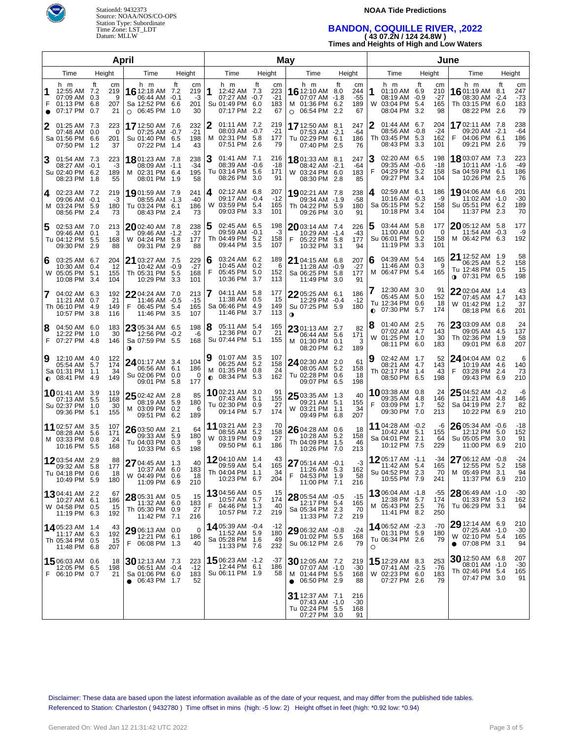StationId: 9432373
Source: NOAA/NOS/CO-OPS
Station Type: Subordinate
Time Zone: LST_LDT
Datum: MLLW

**NOAA Tide Predictions**

## BANDON, COQUILLE RIVER, ,2022
### ( 43 07.2N / 124 24.8W )
### Times and Heights of High and Low Waters

## April

| Day | Time | Height (ft) | Height (cm) |
|---|---|---|---|
| 1 F ● | 12:55 AM | 7.2 | 219 |
| | 07:09 AM | 0.3 | 9 |
| | 01:13 PM | 6.8 | 207 |
| | 07:17 PM | 0.7 | 21 |
| 2 Sa | 01:25 AM | 7.3 | 223 |
| | 07:48 AM | 0.0 | 0 |
| | 01:56 PM | 6.6 | 201 |
| | 07:50 PM | 1.2 | 37 |
| 3 Su | 01:54 AM | 7.3 | 223 |
| | 08:27 AM | -0.1 | -3 |
| | 02:40 PM | 6.2 | 189 |
| | 08:23 PM | 1.8 | 55 |
| 4 M | 02:23 AM | 7.2 | 219 |
| | 09:06 AM | -0.1 | -3 |
| | 03:24 PM | 5.9 | 180 |
| | 08:56 PM | 2.4 | 73 |
| 5 Tu | 02:53 AM | 7.0 | 213 |
| | 09:46 AM | 0.1 | 3 |
| | 04:12 PM | 5.5 | 168 |
| | 09:30 PM | 2.9 | 88 |
| 6 W | 03:25 AM | 6.7 | 204 |
| | 10:30 AM | 0.4 | 12 |
| | 05:05 PM | 5.1 | 155 |
| | 10:08 PM | 3.4 | 104 |
| 7 Th | 04:02 AM | 6.3 | 192 |
| | 11:21 AM | 0.7 | 21 |
| | 06:10 PM | 4.9 | 149 |
| | 10:57 PM | 3.8 | 116 |
| 8 F | 04:50 AM | 6.0 | 183 |
| | 12:22 PM | 1.0 | 30 |
| | 07:27 PM | 4.8 | 146 |
| 9 Sa ◐ | 12:10 AM | 4.0 | 122 |
| | 05:54 AM | 5.7 | 174 |
| | 01:31 PM | 1.1 | 34 |
| | 08:41 PM | 4.9 | 149 |
| 10 Su | 01:41 AM | 3.9 | 119 |
| | 07:13 AM | 5.5 | 168 |
| | 02:37 PM | 1.0 | 30 |
| | 09:36 PM | 5.1 | 155 |
| 11 M | 02:57 AM | 3.5 | 107 |
| | 08:28 AM | 5.6 | 171 |
| | 03:33 PM | 0.8 | 24 |
| | 10:16 PM | 5.5 | 168 |
| 12 Tu | 03:54 AM | 2.9 | 88 |
| | 09:32 AM | 5.8 | 177 |
| | 04:18 PM | 0.6 | 18 |
| | 10:49 PM | 5.9 | 180 |
| 13 W | 04:41 AM | 2.2 | 67 |
| | 10:27 AM | 6.1 | 186 |
| | 04:58 PM | 0.5 | 15 |
| | 11:19 PM | 6.3 | 192 |
| 14 Th | 05:23 AM | 1.4 | 43 |
| | 11:17 AM | 6.3 | 192 |
| | 05:34 PM | 0.5 | 15 |
| | 11:48 PM | 6.8 | 207 |
| 15 F | 06:03 AM | 0.6 | 18 |
| | 12:05 PM | 6.5 | 198 |
| | 06:10 PM | 0.7 | 21 |
| 16 Sa ○ | 12:18 AM | 7.2 | 219 |
| | 06:44 AM | -0.1 | -3 |
| | 12:52 PM | 6.6 | 201 |
| | 06:45 PM | 1.0 | 30 |
| 17 Su | 12:50 AM | 7.6 | 232 |
| | 07:25 AM | -0.7 | -21 |
| | 01:40 PM | 6.5 | 198 |
| | 07:22 PM | 1.4 | 43 |
| 18 M | 01:23 AM | 7.8 | 238 |
| | 08:09 AM | -1.1 | -34 |
| | 02:31 PM | 6.4 | 195 |
| | 08:01 PM | 1.9 | 58 |
| 19 Tu | 01:59 AM | 7.9 | 241 |
| | 08:55 AM | -1.3 | -40 |
| | 03:24 PM | 6.1 | 186 |
| | 08:43 PM | 2.4 | 73 |
| 20 W | 02:40 AM | 7.8 | 238 |
| | 09:46 AM | -1.2 | -37 |
| | 04:24 PM | 5.8 | 177 |
| | 09:31 PM | 2.9 | 88 |
| 21 Th | 03:27 AM | 7.5 | 229 |
| | 10:42 AM | -0.9 | -27 |
| | 05:31 PM | 5.5 | 168 |
| | 10:29 PM | 3.3 | 101 |
| 22 F | 04:24 AM | 7.0 | 213 |
| | 11:46 AM | -0.5 | -15 |
| | 06:45 PM | 5.4 | 165 |
| | 11:46 PM | 3.5 | 107 |
| 23 Sa ◑ | 05:34 AM | 6.5 | 198 |
| | 12:56 PM | -0.2 | -6 |
| | 07:59 PM | 5.5 | 168 |
| 24 Su | 01:17 AM | 3.4 | 104 |
| | 06:56 AM | 6.1 | 186 |
| | 02:06 PM | 0.0 | 0 |
| | 09:01 PM | 5.8 | 177 |
| 25 M | 02:42 AM | 2.8 | 85 |
| | 08:19 AM | 5.9 | 180 |
| | 03:09 PM | 0.2 | 6 |
| | 09:51 PM | 6.2 | 189 |
| 26 Tu | 03:50 AM | 2.1 | 64 |
| | 09:33 AM | 5.9 | 180 |
| | 04:03 PM | 0.3 | 9 |
| | 10:33 PM | 6.5 | 198 |
| 27 W | 04:45 AM | 1.3 | 40 |
| | 10:37 AM | 6.0 | 183 |
| | 04:49 PM | 0.6 | 18 |
| | 11:09 PM | 6.9 | 210 |
| 28 Th | 05:31 AM | 0.5 | 15 |
| | 11:32 AM | 6.0 | 183 |
| | 05:30 PM | 0.9 | 27 |
| | 11:42 PM | 7.1 | 216 |
| 29 F | 06:13 AM | 0.0 | 0 |
| | 12:21 PM | 6.1 | 186 |
| | 06:08 PM | 1.3 | 40 |
| 30 Sa ● | 12:13 AM | 7.3 | 223 |
| | 06:51 AM | -0.4 | -12 |
| | 01:06 PM | 6.0 | 183 |
| | 06:43 PM | 1.7 | 52 |

## May

| Day | Time | Height (ft) | Height (cm) |
|---|---|---|---|
| 1 Su | 12:42 AM | 7.3 | 223 |
| | 07:27 AM | -0.7 | -21 |
| | 01:49 PM | 6.0 | 183 |
| | 07:17 PM | 2.2 | 67 |
| 2 M | 01:11 AM | 7.2 | 219 |
| | 08:03 AM | -0.7 | -21 |
| | 02:31 PM | 5.8 | 177 |
| | 07:51 PM | 2.6 | 79 |
| 3 Tu | 01:41 AM | 7.1 | 216 |
| | 08:39 AM | -0.6 | -18 |
| | 03:14 PM | 5.6 | 171 |
| | 08:26 PM | 3.0 | 91 |
| 4 W | 02:12 AM | 6.8 | 207 |
| | 09:17 AM | -0.4 | -12 |
| | 03:59 PM | 5.4 | 165 |
| | 09:03 PM | 3.3 | 101 |
| 5 Th | 02:45 AM | 6.5 | 198 |
| | 09:59 AM | -0.1 | -3 |
| | 04:49 PM | 5.2 | 158 |
| | 09:44 PM | 3.5 | 107 |
| 6 F | 03:24 AM | 6.2 | 189 |
| | 10:45 AM | 0.2 | 6 |
| | 05:45 PM | 5.0 | 152 |
| | 10:36 PM | 3.7 | 113 |
| 7 Sa | 04:11 AM | 5.8 | 177 |
| | 11:38 AM | 0.5 | 15 |
| | 06:46 PM | 4.9 | 149 |
| | 11:46 PM | 3.7 | 113 |
| 8 Su | 05:11 AM | 5.4 | 165 |
| | 12:36 PM | 0.7 | 21 |
| | 07:44 PM | 5.1 | 155 |
| 9 M ◐ | 01:07 AM | 3.5 | 107 |
| | 06:25 AM | 5.2 | 158 |
| | 01:35 PM | 0.8 | 24 |
| | 08:34 PM | 5.3 | 162 |
| 10 Tu | 02:21 AM | 3.0 | 91 |
| | 07:43 AM | 5.1 | 155 |
| | 02:30 PM | 0.9 | 27 |
| | 09:14 PM | 5.7 | 174 |
| 11 W | 03:21 AM | 2.3 | 70 |
| | 08:55 AM | 5.2 | 158 |
| | 03:19 PM | 0.9 | 27 |
| | 09:50 PM | 6.1 | 186 |
| 12 Th | 04:10 AM | 1.4 | 43 |
| | 09:59 AM | 5.4 | 165 |
| | 04:04 PM | 1.1 | 34 |
| | 10:23 PM | 6.7 | 204 |
| 13 F | 04:56 AM | 0.5 | 15 |
| | 10:57 AM | 5.7 | 174 |
| | 04:46 PM | 1.3 | 40 |
| | 10:57 PM | 7.2 | 219 |
| 14 Sa | 05:39 AM | -0.4 | -12 |
| | 11:52 AM | 5.9 | 180 |
| | 05:28 PM | 1.6 | 49 |
| | 11:33 PM | 7.6 | 232 |
| 15 Su | 06:23 AM | -1.2 | -37 |
| | 12:44 PM | 6.1 | 186 |
| | 06:11 PM | 1.9 | 58 |
| 16 M ○ | 12:10 AM | 8.0 | 244 |
| | 07:07 AM | -1.8 | -55 |
| | 01:36 PM | 6.2 | 189 |
| | 06:54 PM | 2.2 | 67 |
| 17 Tu | 12:50 AM | 8.1 | 247 |
| | 07:53 AM | -2.1 | -64 |
| | 02:29 PM | 6.1 | 186 |
| | 07:40 PM | 2.5 | 76 |
| 18 W | 01:33 AM | 8.1 | 247 |
| | 08:42 AM | -2.1 | -64 |
| | 03:24 PM | 6.0 | 183 |
| | 08:30 PM | 2.8 | 85 |
| 19 Th | 02:21 AM | 7.8 | 238 |
| | 09:34 AM | -1.9 | -58 |
| | 04:22 PM | 5.9 | 180 |
| | 09:26 PM | 3.0 | 91 |
| 20 F | 03:14 AM | 7.4 | 226 |
| | 10:29 AM | -1.4 | -43 |
| | 05:22 PM | 5.8 | 177 |
| | 10:32 PM | 3.1 | 94 |
| 21 Sa | 04:15 AM | 6.8 | 207 |
| | 11:28 AM | -0.9 | -27 |
| | 06:25 PM | 5.8 | 177 |
| | 11:49 PM | 3.0 | 91 |
| 22 Su ◑ | 05:25 AM | 6.1 | 186 |
| | 12:29 PM | -0.4 | -12 |
| | 07:25 PM | 5.9 | 180 |
| 23 M | 01:13 AM | 2.7 | 82 |
| | 06:44 AM | 5.6 | 171 |
| | 01:30 PM | 0.1 | 3 |
| | 08:20 PM | 6.2 | 189 |
| 24 Tu | 02:30 AM | 2.0 | 61 |
| | 08:05 AM | 5.2 | 158 |
| | 02:28 PM | 0.6 | 18 |
| | 09:07 PM | 6.5 | 198 |
| 25 W | 03:35 AM | 1.3 | 40 |
| | 09:21 AM | 5.1 | 155 |
| | 03:21 PM | 1.1 | 34 |
| | 09:49 PM | 6.8 | 207 |
| 26 Th | 04:28 AM | 0.6 | 18 |
| | 10:28 AM | 5.2 | 158 |
| | 04:09 PM | 1.5 | 46 |
| | 10:26 PM | 7.0 | 213 |
| 27 F | 05:14 AM | -0.1 | -3 |
| | 11:26 AM | 5.3 | 162 |
| | 04:53 PM | 1.9 | 58 |
| | 11:00 PM | 7.1 | 216 |
| 28 Sa | 05:54 AM | -0.5 | -15 |
| | 12:17 PM | 5.4 | 165 |
| | 05:34 PM | 2.3 | 70 |
| | 11:33 PM | 7.2 | 219 |
| 29 Su | 06:32 AM | -0.8 | -24 |
| | 01:02 PM | 5.5 | 168 |
| | 06:12 PM | 2.6 | 79 |
| 30 M ● | 12:05 AM | 7.2 | 219 |
| | 07:07 AM | -1.0 | -30 |
| | 01:44 PM | 5.5 | 168 |
| | 06:50 PM | 2.9 | 88 |
| 31 Tu | 12:37 AM | 7.1 | 216 |
| | 07:43 AM | -1.0 | -30 |
| | 02:24 PM | 5.5 | 168 |
| | 07:27 PM | 3.0 | 91 |

## June

| Day | Time | Height (ft) | Height (cm) |
|---|---|---|---|
| 1 W | 01:10 AM | 6.9 | 210 |
| | 08:19 AM | -0.9 | -27 |
| | 03:04 PM | 5.4 | 165 |
| | 08:04 PM | 3.2 | 98 |
| 2 Th | 01:44 AM | 6.7 | 204 |
| | 08:56 AM | -0.8 | -24 |
| | 03:45 PM | 5.3 | 162 |
| | 08:43 PM | 3.3 | 101 |
| 3 F | 02:20 AM | 6.5 | 198 |
| | 09:35 AM | -0.6 | -18 |
| | 04:29 PM | 5.2 | 158 |
| | 09:27 PM | 3.4 | 104 |
| 4 Sa | 02:59 AM | 6.1 | 186 |
| | 10:16 AM | -0.3 | -9 |
| | 05:15 PM | 5.2 | 158 |
| | 10:18 PM | 3.4 | 104 |
| 5 Su | 03:44 AM | 5.8 | 177 |
| | 11:00 AM | 0.0 | 0 |
| | 06:01 PM | 5.2 | 158 |
| | 11:19 PM | 3.3 | 101 |
| 6 M | 04:39 AM | 5.4 | 165 |
| | 11:46 AM | 0.3 | 9 |
| | 06:47 PM | 5.4 | 165 |
| 7 Tu ◐ | 12:30 AM | 3.0 | 91 |
| | 05:45 AM | 5.0 | 152 |
| | 12:34 PM | 0.6 | 18 |
| | 07:30 PM | 5.7 | 174 |
| 8 W | 01:40 AM | 2.5 | 76 |
| | 07:02 AM | 4.7 | 143 |
| | 01:25 PM | 1.0 | 30 |
| | 08:11 PM | 6.0 | 183 |
| 9 Th | 02:42 AM | 1.7 | 52 |
| | 08:21 AM | 4.7 | 143 |
| | 02:17 PM | 1.4 | 43 |
| | 08:50 PM | 6.5 | 198 |
| 10 F | 03:38 AM | 0.8 | 24 |
| | 09:35 AM | 4.8 | 146 |
| | 03:09 PM | 1.7 | 52 |
| | 09:30 PM | 7.0 | 213 |
| 11 Sa | 04:28 AM | -0.2 | -6 |
| | 10:42 AM | 5.1 | 155 |
| | 04:01 PM | 2.1 | 64 |
| | 10:12 PM | 7.5 | 229 |
| 12 Su | 05:17 AM | -1.1 | -34 |
| | 11:42 AM | 5.4 | 165 |
| | 04:52 PM | 2.3 | 70 |
| | 10:55 PM | 7.9 | 241 |
| 13 M | 06:04 AM | -1.8 | -55 |
| | 12:38 PM | 5.7 | 174 |
| | 05:43 PM | 2.5 | 76 |
| | 11:41 PM | 8.2 | 250 |
| 14 Tu ○ | 06:52 AM | -2.3 | -70 |
| | 01:31 PM | 5.9 | 180 |
| | 06:34 PM | 2.6 | 79 |
| 15 W | 12:29 AM | 8.3 | 253 |
| | 07:41 AM | -2.5 | -76 |
| | 02:23 PM | 6.0 | 183 |
| | 07:27 PM | 2.6 | 79 |
| 16 Th | 01:19 AM | 8.1 | 247 |
| | 08:30 AM | -2.4 | -73 |
| | 03:15 PM | 6.0 | 183 |
| | 08:22 PM | 2.6 | 79 |
| 17 F | 02:11 AM | 7.8 | 238 |
| | 09:20 AM | -2.1 | -64 |
| | 04:06 PM | 6.1 | 186 |
| | 09:21 PM | 2.6 | 79 |
| 18 Sa | 03:07 AM | 7.3 | 223 |
| | 10:11 AM | -1.6 | -49 |
| | 04:59 PM | 6.1 | 186 |
| | 10:26 PM | 2.5 | 76 |
| 19 Su | 04:06 AM | 6.6 | 201 |
| | 11:02 AM | -1.0 | -30 |
| | 05:51 PM | 6.2 | 189 |
| | 11:37 PM | 2.3 | 70 |
| 20 M | 05:12 AM | 5.8 | 177 |
| | 11:54 AM | -0.3 | -9 |
| | 06:42 PM | 6.3 | 192 |
| 21 Tu ◑ | 12:52 AM | 1.9 | 58 |
| | 06:25 AM | 5.2 | 158 |
| | 12:48 PM | 0.5 | 15 |
| | 07:31 PM | 6.5 | 198 |
| 22 W | 02:04 AM | 1.4 | 43 |
| | 07:45 AM | 4.7 | 143 |
| | 01:42 PM | 1.2 | 37 |
| | 08:18 PM | 6.6 | 201 |
| 23 Th | 03:09 AM | 0.8 | 24 |
| | 09:05 AM | 4.5 | 137 |
| | 02:36 PM | 1.9 | 58 |
| | 09:01 PM | 6.8 | 207 |
| 24 F | 04:04 AM | 0.2 | 6 |
| | 10:19 AM | 4.6 | 140 |
| | 03:28 PM | 2.4 | 73 |
| | 09:43 PM | 6.9 | 210 |
| 25 Sa | 04:52 AM | -0.2 | -6 |
| | 11:21 AM | 4.8 | 146 |
| | 04:19 PM | 2.7 | 82 |
| | 10:22 PM | 6.9 | 210 |
| 26 Su | 05:34 AM | -0.6 | -18 |
| | 12:12 PM | 5.0 | 152 |
| | 05:05 PM | 3.0 | 91 |
| | 11:00 PM | 6.9 | 210 |
| 27 M | 06:12 AM | -0.8 | -24 |
| | 12:55 PM | 5.2 | 158 |
| | 05:49 PM | 3.1 | 94 |
| | 11:37 PM | 6.9 | 210 |
| 28 Tu | 06:49 AM | -1.0 | -30 |
| | 01:33 PM | 5.3 | 162 |
| | 06:29 PM | 3.1 | 94 |
| 29 W ● | 12:14 AM | 6.9 | 210 |
| | 07:25 AM | -1.0 | -30 |
| | 02:10 PM | 5.4 | 165 |
| | 07:08 PM | 3.1 | 94 |
| 30 Th | 12:50 AM | 6.8 | 207 |
| | 08:01 AM | -1.0 | -30 |
| | 02:46 PM | 5.4 | 165 |
| | 07:47 PM | 3.0 | 91 |

Disclaimer: These data are based upon the latest information available as of the date of your request, and may differ from the published tide tables.
Referenced to Station: Charleston ( 9432780 ) Time offset in mins (high: -5 low: 2) Height offset in feet (high: \*0.92 low: \*0.94)

Generated On: Wed Jan 12 21:31:42 UTC 2022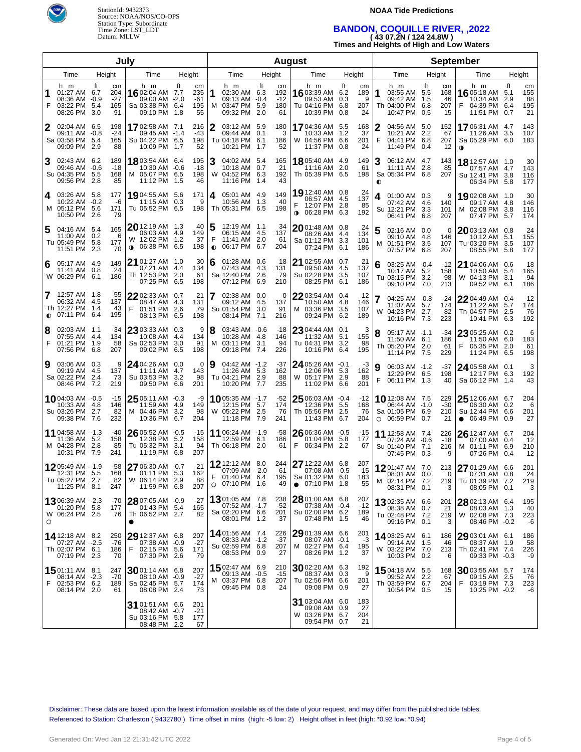StationId: 9432373
Source: NOAA/NOS/CO-OPS
Station Type: Subordinate
Time Zone: LST_LDT
Datum: MLLW

**NOAA Tide Predictions**

# BANDON, COQUILLE RIVER, ,2022

**( 43 07.2N / 124 24.8W )**

**Times and Heights of High and Low Waters**

## July

| Day | Time | ft | cm | Day | Time | ft | cm |
|---|---|---|---|---|---|---|---|
| 1 F | 01:27 AM | 6.7 | 204 | 16 Sa | 02:04 AM | 7.7 | 235 |
| | 08:36 AM | -0.9 | -27 | | 09:00 AM | -2.0 | -61 |
| | 03:22 PM | 5.4 | 165 | | 03:38 PM | 6.4 | 195 |
| | 08:26 PM | 3.0 | 91 | | 09:10 PM | 1.8 | 55 |
| 2 Sa | 02:04 AM | 6.5 | 198 | 17 Su | 02:58 AM | 7.1 | 216 |
| | 09:11 AM | -0.8 | -24 | | 09:45 AM | -1.4 | -43 |
| | 03:58 PM | 5.4 | 165 | | 04:22 PM | 6.5 | 198 |
| | 09:09 PM | 2.9 | 88 | | 10:09 PM | 1.7 | 52 |
| 3 Su | 02:43 AM | 6.2 | 189 | 18 M | 03:54 AM | 6.4 | 195 |
| | 09:46 AM | -0.6 | -18 | | 10:30 AM | -0.6 | -18 |
| | 04:35 PM | 5.5 | 168 | | 05:07 PM | 6.5 | 198 |
| | 09:56 PM | 2.8 | 85 | | 11:12 PM | 1.5 | 46 |
| 4 M | 03:26 AM | 5.8 | 177 | 19 Tu | 04:55 AM | 5.6 | 171 |
| | 10:22 AM | -0.2 | -6 | | 11:15 AM | 0.3 | 9 |
| | 05:12 PM | 5.6 | 171 | | 05:52 PM | 6.5 | 198 |
| | 10:50 PM | 2.6 | 79 | | | | |
| 5 Tu | 04:16 AM | 5.4 | 165 | 20 W ◑ | 12:19 AM | 1.3 | 40 |
| | 11:00 AM | 0.2 | 6 | | 06:03 AM | 4.9 | 149 |
| | 05:49 PM | 5.8 | 177 | | 12:02 PM | 1.2 | 37 |
| | 11:51 PM | 2.3 | 70 | | 06:38 PM | 6.5 | 198 |
| 6 W | 05:17 AM | 4.9 | 149 | 21 Th | 01:27 AM | 1.0 | 30 |
| | 11:41 AM | 0.8 | 24 | | 07:21 AM | 4.4 | 134 |
| | 06:29 PM | 6.1 | 186 | | 12:53 PM | 2.0 | 61 |
| | | | | | 07:25 PM | 6.5 | 198 |
| 7 Th ◐ | 12:57 AM | 1.8 | 55 | 22 F | 02:33 AM | 0.7 | 21 |
| | 06:32 AM | 4.5 | 137 | | 08:47 AM | 4.3 | 131 |
| | 12:27 PM | 1.4 | 43 | | 01:51 PM | 2.6 | 79 |
| | 07:11 PM | 6.4 | 195 | | 08:13 PM | 6.5 | 198 |
| 8 F | 02:03 AM | 1.1 | 34 | 23 Sa | 03:33 AM | 0.3 | 9 |
| | 07:55 AM | 4.4 | 134 | | 10:08 AM | 4.4 | 134 |
| | 01:21 PM | 1.9 | 58 | | 02:53 PM | 3.0 | 91 |
| | 07:56 PM | 6.8 | 207 | | 09:02 PM | 6.5 | 198 |
| 9 Sa | 03:06 AM | 0.3 | 9 | 24 Su | 04:26 AM | 0.0 | 0 |
| | 09:19 AM | 4.5 | 137 | | 11:11 AM | 4.7 | 143 |
| | 02:22 PM | 2.4 | 73 | | 03:53 PM | 3.2 | 98 |
| | 08:46 PM | 7.2 | 219 | | 09:50 PM | 6.6 | 201 |
| 10 Su | 04:03 AM | -0.5 | -15 | 25 M | 05:11 AM | -0.3 | -9 |
| | 10:33 AM | 4.8 | 146 | | 11:59 AM | 4.9 | 149 |
| | 03:26 PM | 2.7 | 82 | | 04:46 PM | 3.2 | 98 |
| | 09:38 PM | 7.6 | 232 | | 10:36 PM | 6.7 | 204 |
| 11 M | 04:58 AM | -1.3 | -40 | 26 Tu | 05:52 AM | -0.5 | -15 |
| | 11:36 AM | 5.2 | 158 | | 12:38 PM | 5.2 | 158 |
| | 04:28 PM | 2.8 | 85 | | 05:32 PM | 3.1 | 94 |
| | 10:31 PM | 7.9 | 241 | | 11:19 PM | 6.8 | 207 |
| 12 Tu | 05:49 AM | -1.9 | -58 | 27 W | 06:30 AM | -0.7 | -21 |
| | 12:31 PM | 5.5 | 168 | | 01:11 PM | 5.3 | 162 |
| | 05:27 PM | 2.7 | 82 | | 06:14 PM | 2.9 | 88 |
| | 11:25 PM | 8.1 | 247 | | 11:59 PM | 6.8 | 207 |
| 13 W ○ | 06:39 AM | -2.3 | -70 | 28 Th ● | 07:05 AM | -0.9 | -27 |
| | 01:20 PM | 5.8 | 177 | | 01:43 PM | 5.4 | 165 |
| | 06:24 PM | 2.5 | 76 | | 06:52 PM | 2.7 | 82 |
| 14 Th | 12:18 AM | 8.2 | 250 | 29 F | 12:37 AM | 6.8 | 207 |
| | 07:27 AM | -2.5 | -76 | | 07:38 AM | -0.9 | -27 |
| | 02:07 PM | 6.1 | 186 | | 02:15 PM | 5.6 | 171 |
| | 07:19 PM | 2.3 | 70 | | 07:30 PM | 2.6 | 79 |
| 15 F | 01:11 AM | 8.1 | 247 | 30 Sa | 01:14 AM | 6.8 | 207 |
| | 08:14 AM | -2.3 | -70 | | 08:10 AM | -0.9 | -27 |
| | 02:53 PM | 6.2 | 189 | | 02:45 PM | 5.7 | 174 |
| | 08:14 PM | 2.0 | 61 | | 08:08 PM | 2.4 | 73 |
| | | | | 31 Su | 01:51 AM | 6.6 | 201 |
| | | | | | 08:42 AM | -0.7 | -21 |
| | | | | | 03:16 PM | 5.8 | 177 |
| | | | | | 08:48 PM | 2.2 | 67 |

## August

| Day | Time | ft | cm | Day | Time | ft | cm |
|---|---|---|---|---|---|---|---|
| 1 M | 02:30 AM | 6.3 | 192 | 16 Tu | 03:39 AM | 6.2 | 189 |
| | 09:13 AM | -0.4 | -12 | | 09:53 AM | 0.3 | 9 |
| | 03:47 PM | 5.9 | 180 | | 04:16 PM | 6.8 | 207 |
| | 09:32 PM | 2.0 | 61 | | 10:39 PM | 0.8 | 24 |
| 2 Tu | 03:12 AM | 5.9 | 180 | 17 W | 04:36 AM | 5.5 | 168 |
| | 09:44 AM | 0.1 | 3 | | 10:33 AM | 1.2 | 37 |
| | 04:18 PM | 6.1 | 186 | | 04:56 PM | 6.6 | 201 |
| | 10:21 PM | 1.7 | 52 | | 11:37 PM | 0.8 | 24 |
| 3 W | 04:02 AM | 5.4 | 165 | 18 Th | 05:40 AM | 4.9 | 149 |
| | 10:18 AM | 0.7 | 21 | | 11:16 AM | 2.0 | 61 |
| | 04:52 PM | 6.3 | 192 | | 05:39 PM | 6.5 | 198 |
| | 11:16 PM | 1.4 | 43 | | | | |
| 4 Th | 05:01 AM | 4.9 | 149 | 19 F ◑ | 12:40 AM | 0.8 | 24 |
| | 10:56 AM | 1.3 | 40 | | 06:57 AM | 4.5 | 137 |
| | 05:31 PM | 6.5 | 198 | | 12:07 PM | 2.8 | 85 |
| | | | | | 06:28 PM | 6.3 | 192 |
| 5 F ◐ | 12:19 AM | 1.1 | 34 | 20 Sa | 01:48 AM | 0.8 | 24 |
| | 06:15 AM | 4.5 | 137 | | 08:26 AM | 4.4 | 134 |
| | 11:41 AM | 2.0 | 61 | | 01:12 PM | 3.3 | 101 |
| | 06:17 PM | 6.7 | 204 | | 07:24 PM | 6.1 | 186 |
| 6 Sa | 01:28 AM | 0.6 | 18 | 21 Su | 02:55 AM | 0.7 | 21 |
| | 07:43 AM | 4.3 | 131 | | 09:50 AM | 4.5 | 137 |
| | 12:40 PM | 2.6 | 79 | | 02:28 PM | 3.5 | 107 |
| | 07:12 PM | 6.9 | 210 | | 08:25 PM | 6.1 | 186 |
| 7 Su | 02:38 AM | 0.0 | 0 | 22 M | 03:54 AM | 0.4 | 12 |
| | 09:12 AM | 4.5 | 137 | | 10:50 AM | 4.8 | 146 |
| | 01:54 PM | 3.0 | 91 | | 03:36 PM | 3.5 | 107 |
| | 08:14 PM | 7.1 | 216 | | 09:24 PM | 6.2 | 189 |
| 8 M | 03:43 AM | -0.6 | -18 | 23 Tu | 04:44 AM | 0.1 | 3 |
| | 10:28 AM | 4.8 | 146 | | 11:32 AM | 5.1 | 155 |
| | 03:11 PM | 3.1 | 94 | | 04:31 PM | 3.2 | 98 |
| | 09:18 PM | 7.4 | 226 | | 10:16 PM | 6.4 | 195 |
| 9 Tu | 04:42 AM | -1.2 | -37 | 24 W | 05:26 AM | -0.1 | -3 |
| | 11:26 AM | 5.3 | 162 | | 12:06 PM | 5.3 | 162 |
| | 04:21 PM | 2.9 | 88 | | 05:17 PM | 2.9 | 88 |
| | 10:20 PM | 7.7 | 235 | | 11:02 PM | 6.6 | 201 |
| 10 W | 05:35 AM | -1.7 | -52 | 25 Th | 06:03 AM | -0.4 | -12 |
| | 12:15 PM | 5.7 | 174 | | 12:36 PM | 5.5 | 168 |
| | 05:22 PM | 2.5 | 76 | | 05:56 PM | 2.5 | 76 |
| | 11:18 PM | 7.9 | 241 | | 11:43 PM | 6.7 | 204 |
| 11 Th | 06:24 AM | -1.9 | -58 | 26 F | 06:36 AM | -0.5 | -15 |
| | 12:59 PM | 6.1 | 186 | | 01:04 PM | 5.8 | 177 |
| | 06:18 PM | 2.0 | 61 | | 06:34 PM | 2.2 | 67 |
| 12 F ○ | 12:12 AM | 8.0 | 244 | 27 Sa ● | 12:22 AM | 6.8 | 207 |
| | 07:09 AM | -2.0 | -61 | | 07:08 AM | -0.5 | -15 |
| | 01:40 PM | 6.4 | 195 | | 01:32 PM | 6.0 | 183 |
| | 07:10 PM | 1.6 | 49 | | 07:10 PM | 1.8 | 55 |
| 13 Sa | 01:05 AM | 7.8 | 238 | 28 Su | 01:00 AM | 6.8 | 207 |
| | 07:52 AM | -1.7 | -52 | | 07:38 AM | -0.4 | -12 |
| | 02:20 PM | 6.6 | 201 | | 02:00 PM | 6.2 | 189 |
| | 08:01 PM | 1.2 | 37 | | 07:48 PM | 1.5 | 46 |
| 14 Su | 01:56 AM | 7.4 | 226 | 29 M | 01:39 AM | 6.6 | 201 |
| | 08:33 AM | -1.2 | -37 | | 08:07 AM | -0.1 | -3 |
| | 02:59 PM | 6.8 | 207 | | 02:27 PM | 6.4 | 195 |
| | 08:53 PM | 0.9 | 27 | | 08:26 PM | 1.2 | 37 |
| 15 M | 02:47 AM | 6.9 | 210 | 30 Tu | 02:20 AM | 6.3 | 192 |
| | 09:13 AM | -0.5 | -15 | | 08:37 AM | 0.3 | 9 |
| | 03:37 PM | 6.8 | 207 | | 02:56 PM | 6.6 | 201 |
| | 09:45 PM | 0.8 | 24 | | 09:08 PM | 0.9 | 27 |
| | | | | 31 W | 03:04 AM | 6.0 | 183 |
| | | | | | 09:08 AM | 0.9 | 27 |
| | | | | | 03:26 PM | 6.7 | 204 |
| | | | | | 09:54 PM | 0.7 | 21 |

## September

| Day | Time | ft | cm | Day | Time | ft | cm |
|---|---|---|---|---|---|---|---|
| 1 Th | 03:55 AM | 5.5 | 168 | 16 F | 05:18 AM | 5.1 | 155 |
| | 09:42 AM | 1.5 | 46 | | 10:34 AM | 2.9 | 88 |
| | 04:00 PM | 6.8 | 207 | | 04:39 PM | 6.4 | 195 |
| | 10:47 PM | 0.5 | 15 | | 11:51 PM | 0.7 | 21 |
| 2 F | 04:56 AM | 5.0 | 152 | 17 Sa ◑ | 06:31 AM | 4.7 | 143 |
| | 10:21 AM | 2.2 | 67 | | 11:26 AM | 3.5 | 107 |
| | 04:41 PM | 6.8 | 207 | | 05:29 PM | 6.0 | 183 |
| | 11:49 PM | 0.4 | 12 | | | | |
| 3 Sa ◐ | 06:12 AM | 4.7 | 143 | 18 Su | 12:57 AM | 1.0 | 30 |
| | 11:11 AM | 2.8 | 85 | | 07:57 AM | 4.7 | 143 |
| | 05:34 PM | 6.8 | 207 | | 12:41 PM | 3.8 | 116 |
| | | | | | 06:34 PM | 5.8 | 177 |
| 4 Su | 01:00 AM | 0.3 | 9 | 19 M | 02:08 AM | 1.0 | 30 |
| | 07:42 AM | 4.6 | 140 | | 09:17 AM | 4.8 | 146 |
| | 12:21 PM | 3.3 | 101 | | 02:08 PM | 3.8 | 116 |
| | 06:41 PM | 6.8 | 207 | | 07:47 PM | 5.7 | 174 |
| 5 M | 02:16 AM | 0.0 | 0 | 20 Tu | 03:13 AM | 0.8 | 24 |
| | 09:10 AM | 4.8 | 146 | | 10:12 AM | 5.1 | 155 |
| | 01:51 PM | 3.5 | 107 | | 03:20 PM | 3.5 | 107 |
| | 07:57 PM | 6.8 | 207 | | 08:55 PM | 5.8 | 177 |
| 6 Tu | 03:25 AM | -0.4 | -12 | 21 W | 04:06 AM | 0.6 | 18 |
| | 10:17 AM | 5.2 | 158 | | 10:50 AM | 5.4 | 165 |
| | 03:15 PM | 3.2 | 98 | | 04:13 PM | 3.1 | 94 |
| | 09:10 PM | 7.0 | 213 | | 09:52 PM | 6.1 | 186 |
| 7 W | 04:25 AM | -0.8 | -24 | 22 Th | 04:49 AM | 0.4 | 12 |
| | 11:07 AM | 5.7 | 174 | | 11:22 AM | 5.7 | 174 |
| | 04:23 PM | 2.7 | 82 | | 04:57 PM | 2.5 | 76 |
| | 10:16 PM | 7.3 | 223 | | 10:41 PM | 6.3 | 192 |
| 8 Th | 05:17 AM | -1.1 | -34 | 23 F | 05:25 AM | 0.2 | 6 |
| | 11:50 AM | 6.1 | 186 | | 11:50 AM | 6.0 | 183 |
| | 05:20 PM | 2.0 | 61 | | 05:35 PM | 2.0 | 61 |
| | 11:14 PM | 7.5 | 229 | | 11:24 PM | 6.5 | 198 |
| 9 F | 06:03 AM | -1.2 | -37 | 24 Sa | 05:58 AM | 0.1 | 3 |
| | 12:29 PM | 6.5 | 198 | | 12:17 PM | 6.3 | 192 |
| | 06:11 PM | 1.3 | 40 | | 06:12 PM | 1.4 | 43 |
| 10 Sa ○ | 12:08 AM | 7.5 | 229 | 25 Su ● | 12:06 AM | 6.7 | 204 |
| | 06:44 AM | -1.0 | -30 | | 06:30 AM | 0.2 | 6 |
| | 01:05 PM | 6.9 | 210 | | 12:44 PM | 6.6 | 201 |
| | 06:59 PM | 0.7 | 21 | | 06:49 PM | 0.9 | 27 |
| 11 Su | 12:58 AM | 7.4 | 226 | 26 M | 12:47 AM | 6.7 | 204 |
| | 07:24 AM | -0.6 | -18 | | 07:00 AM | 0.4 | 12 |
| | 01:40 PM | 7.1 | 216 | | 01:11 PM | 6.9 | 210 |
| | 07:45 PM | 0.3 | 9 | | 07:26 PM | 0.4 | 12 |
| 12 M | 01:47 AM | 7.0 | 213 | 27 Tu | 01:29 AM | 6.6 | 201 |
| | 08:01 AM | 0.0 | 0 | | 07:31 AM | 0.8 | 24 |
| | 02:14 PM | 7.2 | 219 | | 01:39 PM | 7.2 | 219 |
| | 08:31 PM | 0.1 | 3 | | 08:05 PM | 0.1 | 3 |
| 13 Tu | 02:35 AM | 6.6 | 201 | 28 W | 02:13 AM | 6.4 | 195 |
| | 08:38 AM | 0.7 | 21 | | 08:03 AM | 1.3 | 40 |
| | 02:48 PM | 7.2 | 219 | | 02:08 PM | 7.3 | 223 |
| | 09:16 PM | 0.1 | 3 | | 08:46 PM | -0.2 | -6 |
| 14 W | 03:25 AM | 6.1 | 186 | 29 Th | 03:01 AM | 6.1 | 186 |
| | 09:14 AM | 1.5 | 46 | | 08:37 AM | 1.9 | 58 |
| | 03:22 PM | 7.0 | 213 | | 02:41 PM | 7.4 | 226 |
| | 10:03 PM | 0.2 | 6 | | 09:33 PM | -0.3 | -9 |
| 15 Th | 04:18 AM | 5.5 | 168 | 30 F | 03:55 AM | 5.7 | 174 |
| | 09:52 AM | 2.2 | 67 | | 09:15 AM | 2.5 | 76 |
| | 03:59 PM | 6.7 | 204 | | 03:19 PM | 7.3 | 223 |
| | 10:54 PM | 0.5 | 15 | | 10:25 PM | -0.2 | -6 |

Disclaimer: These data are based upon the latest information available as of the date of your request, and may differ from the published tide tables.
Referenced to Station: Charleston ( 9432780 ) Time offset in mins (high: -5 low: 2) Height offset in feet (high: *0.92 low: *0.94)

Generated On: Wed Jan 12 21:31:42 UTC 2022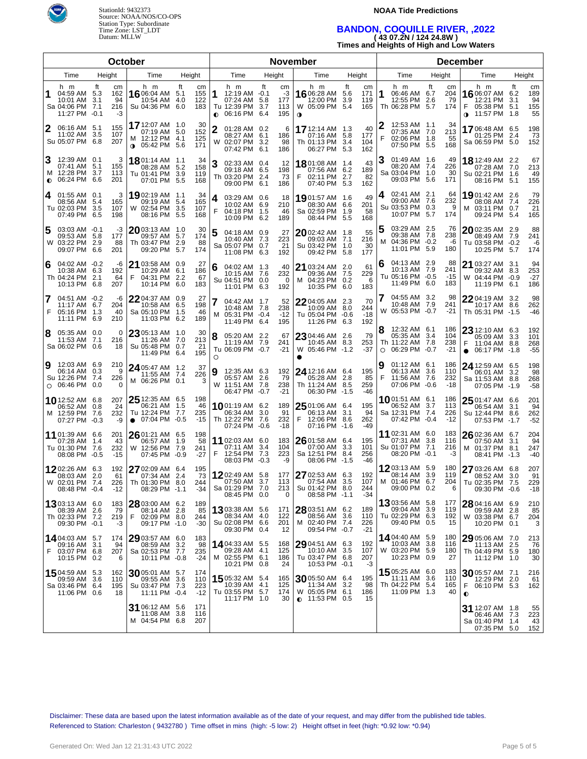StationId: 9432373
Source: NOAA/NOS/CO-OPS
Station Type: Subordinate
Time Zone: LST_LDT
Datum: MLLW

**NOAA Tide Predictions**

# BANDON, COQUILLE RIVER, ,2022

**( 43 07.2N / 124 24.8W )**

**Times and Heights of High and Low Waters**

## October

| Day | Time | Height (ft) | Height (cm) |
|---|---|---|---|
| 1 Sa | 04:59 AM | 5.3 | 162 |
| | 10:01 AM | 3.1 | 94 |
| | 04:06 PM | 7.1 | 216 |
| | 11:27 PM | -0.1 | -3 |
| 2 Su | 06:16 AM | 5.1 | 155 |
| | 11:02 AM | 3.5 | 107 |
| | 05:07 PM | 6.8 | 207 |
| 3 M ◐ | 12:39 AM | 0.1 | 3 |
| | 07:41 AM | 5.1 | 155 |
| | 12:28 PM | 3.7 | 113 |
| | 06:24 PM | 6.6 | 201 |
| 4 Tu | 01:55 AM | 0.1 | 3 |
| | 08:56 AM | 5.4 | 165 |
| | 02:03 PM | 3.5 | 107 |
| | 07:49 PM | 6.5 | 198 |
| 5 W | 03:03 AM | -0.1 | -3 |
| | 09:53 AM | 5.8 | 177 |
| | 03:22 PM | 2.9 | 88 |
| | 09:07 PM | 6.6 | 201 |
| 6 Th | 04:02 AM | -0.2 | -6 |
| | 10:38 AM | 6.3 | 192 |
| | 04:24 PM | 2.1 | 64 |
| | 10:13 PM | 6.8 | 207 |
| 7 F | 04:51 AM | -0.2 | -6 |
| | 11:17 AM | 6.7 | 204 |
| | 05:16 PM | 1.3 | 40 |
| | 11:11 PM | 6.9 | 210 |
| 8 Sa | 05:35 AM | 0.0 | 0 |
| | 11:53 AM | 7.1 | 216 |
| | 06:02 PM | 0.6 | 18 |
| 9 Su ○ | 12:03 AM | 6.9 | 210 |
| | 06:14 AM | 0.3 | 9 |
| | 12:26 PM | 7.4 | 226 |
| | 06:46 PM | 0.0 | 0 |
| 10 M | 12:52 AM | 6.8 | 207 |
| | 06:52 AM | 0.8 | 24 |
| | 12:59 PM | 7.6 | 232 |
| | 07:27 PM | -0.3 | -9 |
| 11 Tu | 01:39 AM | 6.6 | 201 |
| | 07:28 AM | 1.4 | 43 |
| | 01:30 PM | 7.6 | 232 |
| | 08:08 PM | -0.5 | -15 |
| 12 W | 02:26 AM | 6.3 | 192 |
| | 08:03 AM | 2.0 | 61 |
| | 02:01 PM | 7.4 | 226 |
| | 08:48 PM | -0.4 | -12 |
| 13 Th | 03:13 AM | 6.0 | 183 |
| | 08:39 AM | 2.6 | 79 |
| | 02:33 PM | 7.2 | 219 |
| | 09:30 PM | -0.1 | -3 |
| 14 F | 04:03 AM | 5.7 | 174 |
| | 09:16 AM | 3.1 | 94 |
| | 03:07 PM | 6.8 | 207 |
| | 10:15 PM | 0.2 | 6 |
| 15 Sa | 04:59 AM | 5.3 | 162 |
| | 09:59 AM | 3.6 | 110 |
| | 03:46 PM | 6.4 | 195 |
| | 11:06 PM | 0.6 | 18 |
| 16 Su | 06:04 AM | 5.1 | 155 |
| | 10:54 AM | 4.0 | 122 |
| | 04:36 PM | 6.0 | 183 |
| 17 M ◑ | 12:07 AM | 1.0 | 30 |
| | 07:19 AM | 5.0 | 152 |
| | 12:12 PM | 4.1 | 125 |
| | 05:42 PM | 5.6 | 171 |
| 18 Tu | 01:14 AM | 1.1 | 34 |
| | 08:28 AM | 5.2 | 158 |
| | 01:41 PM | 3.9 | 119 |
| | 07:01 PM | 5.5 | 168 |
| 19 W | 02:19 AM | 1.1 | 34 |
| | 09:19 AM | 5.4 | 165 |
| | 02:54 PM | 3.5 | 107 |
| | 08:16 PM | 5.5 | 168 |
| 20 Th | 03:13 AM | 1.0 | 30 |
| | 09:57 AM | 5.7 | 174 |
| | 03:47 PM | 2.9 | 88 |
| | 09:20 PM | 5.7 | 174 |
| 21 F | 03:58 AM | 0.9 | 27 |
| | 10:29 AM | 6.1 | 186 |
| | 04:31 PM | 2.2 | 67 |
| | 10:14 PM | 6.0 | 183 |
| 22 Sa | 04:37 AM | 0.9 | 27 |
| | 10:58 AM | 6.5 | 198 |
| | 05:10 PM | 1.5 | 46 |
| | 11:03 PM | 6.2 | 189 |
| 23 Su | 05:13 AM | 1.0 | 30 |
| | 11:26 AM | 7.0 | 213 |
| | 05:48 PM | 0.7 | 21 |
| | 11:49 PM | 6.4 | 195 |
| 24 M | 05:47 AM | 1.2 | 37 |
| | 11:55 AM | 7.4 | 226 |
| | 06:26 PM | 0.1 | 3 |
| 25 Tu ● | 12:35 AM | 6.5 | 198 |
| | 06:21 AM | 1.5 | 46 |
| | 12:24 PM | 7.7 | 235 |
| | 07:04 PM | -0.5 | -15 |
| 26 W | 01:21 AM | 6.5 | 198 |
| | 06:57 AM | 1.9 | 58 |
| | 12:56 PM | 7.9 | 241 |
| | 07:45 PM | -0.9 | -27 |
| 27 Th | 02:09 AM | 6.4 | 195 |
| | 07:34 AM | 2.4 | 73 |
| | 01:30 PM | 8.0 | 244 |
| | 08:29 PM | -1.1 | -34 |
| 28 F | 03:00 AM | 6.2 | 189 |
| | 08:14 AM | 2.8 | 85 |
| | 02:09 PM | 8.0 | 244 |
| | 09:17 PM | -1.0 | -30 |
| 29 Sa | 03:57 AM | 6.0 | 183 |
| | 08:59 AM | 3.2 | 98 |
| | 02:53 PM | 7.7 | 235 |
| | 10:11 PM | -0.8 | -24 |
| 30 Su | 05:01 AM | 5.7 | 174 |
| | 09:55 AM | 3.6 | 110 |
| | 03:47 PM | 7.3 | 223 |
| | 11:11 PM | -0.4 | -12 |
| 31 M | 06:12 AM | 5.6 | 171 |
| | 11:08 AM | 3.8 | 116 |
| | 04:54 PM | 6.8 | 207 |

## November

| Day | Time | Height (ft) | Height (cm) |
|---|---|---|---|
| 1 Tu ◐ | 12:19 AM | -0.1 | -3 |
| | 07:24 AM | 5.8 | 177 |
| | 12:39 PM | 3.7 | 113 |
| | 06:16 PM | 6.4 | 195 |
| 2 W | 01:28 AM | 0.2 | 6 |
| | 08:27 AM | 6.1 | 186 |
| | 02:07 PM | 3.2 | 98 |
| | 07:42 PM | 6.1 | 186 |
| 3 Th | 02:33 AM | 0.4 | 12 |
| | 09:18 AM | 6.5 | 198 |
| | 03:20 PM | 2.4 | 73 |
| | 09:00 PM | 6.1 | 186 |
| 4 F | 03:29 AM | 0.6 | 18 |
| | 10:02 AM | 6.9 | 210 |
| | 04:18 PM | 1.5 | 46 |
| | 10:09 PM | 6.2 | 189 |
| 5 Sa | 04:18 AM | 0.9 | 27 |
| | 10:40 AM | 7.3 | 223 |
| | 05:07 PM | 0.7 | 21 |
| | 11:08 PM | 6.3 | 192 |
| 6 Su | 04:02 AM | 1.3 | 40 |
| | 10:15 AM | 7.6 | 232 |
| | 04:51 PM | 0.0 | 0 |
| | 11:01 PM | 6.3 | 192 |
| 7 M | 04:42 AM | 1.7 | 52 |
| | 10:48 AM | 7.8 | 238 |
| | 05:31 PM | -0.4 | -12 |
| | 11:49 PM | 6.4 | 195 |
| 8 Tu ○ | 05:20 AM | 2.2 | 67 |
| | 11:19 AM | 7.9 | 241 |
| | 06:09 PM | -0.7 | -21 |
| 9 W | 12:35 AM | 6.3 | 192 |
| | 05:57 AM | 2.6 | 79 |
| | 11:51 AM | 7.8 | 238 |
| | 06:47 PM | -0.7 | -21 |
| 10 Th | 01:19 AM | 6.2 | 189 |
| | 06:34 AM | 3.0 | 91 |
| | 12:22 PM | 7.6 | 232 |
| | 07:24 PM | -0.6 | -18 |
| 11 F | 02:03 AM | 6.0 | 183 |
| | 07:11 AM | 3.4 | 104 |
| | 12:54 PM | 7.3 | 223 |
| | 08:03 PM | -0.3 | -9 |
| 12 Sa | 02:49 AM | 5.8 | 177 |
| | 07:50 AM | 3.7 | 113 |
| | 01:29 PM | 7.0 | 213 |
| | 08:45 PM | 0.0 | 0 |
| 13 Su | 03:38 AM | 5.6 | 171 |
| | 08:34 AM | 4.0 | 122 |
| | 02:08 PM | 6.6 | 201 |
| | 09:30 PM | 0.4 | 12 |
| 14 M | 04:33 AM | 5.5 | 168 |
| | 09:28 AM | 4.1 | 125 |
| | 02:55 PM | 6.1 | 186 |
| | 10:21 PM | 0.8 | 24 |
| 15 Tu | 05:32 AM | 5.4 | 165 |
| | 10:39 AM | 4.1 | 125 |
| | 03:55 PM | 5.7 | 174 |
| | 11:17 PM | 1.0 | 30 |
| 16 W ◑ | 06:28 AM | 5.6 | 171 |
| | 12:00 PM | 3.9 | 119 |
| | 05:09 PM | 5.4 | 165 |
| 17 Th | 12:14 AM | 1.3 | 40 |
| | 07:16 AM | 5.8 | 177 |
| | 01:13 PM | 3.4 | 104 |
| | 06:27 PM | 5.3 | 162 |
| 18 F | 01:08 AM | 1.4 | 43 |
| | 07:56 AM | 6.2 | 189 |
| | 02:11 PM | 2.7 | 82 |
| | 07:40 PM | 5.3 | 162 |
| 19 Sa | 01:57 AM | 1.6 | 49 |
| | 08:30 AM | 6.6 | 201 |
| | 02:59 PM | 1.9 | 58 |
| | 08:44 PM | 5.5 | 168 |
| 20 Su | 02:42 AM | 1.8 | 55 |
| | 09:03 AM | 7.1 | 216 |
| | 03:42 PM | 1.0 | 30 |
| | 09:42 PM | 5.8 | 177 |
| 21 M | 03:24 AM | 2.0 | 61 |
| | 09:36 AM | 7.5 | 229 |
| | 04:23 PM | 0.2 | 6 |
| | 10:35 PM | 6.0 | 183 |
| 22 Tu | 04:05 AM | 2.3 | 70 |
| | 10:09 AM | 8.0 | 244 |
| | 05:04 PM | -0.6 | -18 |
| | 11:26 PM | 6.3 | 192 |
| 23 W ● | 04:46 AM | 2.6 | 79 |
| | 10:45 AM | 8.3 | 253 |
| | 05:46 PM | -1.2 | -37 |
| 24 Th | 12:16 AM | 6.4 | 195 |
| | 05:28 AM | 2.8 | 85 |
| | 11:24 AM | 8.5 | 259 |
| | 06:30 PM | -1.5 | -46 |
| 25 F | 01:06 AM | 6.4 | 195 |
| | 06:13 AM | 3.1 | 94 |
| | 12:06 PM | 8.6 | 262 |
| | 07:16 PM | -1.6 | -49 |
| 26 Sa | 01:58 AM | 6.4 | 195 |
| | 07:00 AM | 3.3 | 101 |
| | 12:51 PM | 8.4 | 256 |
| | 08:06 PM | -1.5 | -46 |
| 27 Su | 02:53 AM | 6.3 | 192 |
| | 07:54 AM | 3.5 | 107 |
| | 01:42 PM | 8.0 | 244 |
| | 08:58 PM | -1.1 | -34 |
| 28 M | 03:51 AM | 6.2 | 189 |
| | 08:56 AM | 3.6 | 110 |
| | 02:40 PM | 7.4 | 226 |
| | 09:54 PM | -0.7 | -21 |
| 29 Tu | 04:51 AM | 6.3 | 192 |
| | 10:10 AM | 3.5 | 107 |
| | 03:47 PM | 6.8 | 207 |
| | 10:53 PM | -0.1 | -3 |
| 30 W ◐ | 05:50 AM | 6.4 | 195 |
| | 11:34 AM | 3.2 | 98 |
| | 05:05 PM | 6.1 | 186 |
| | 11:53 PM | 0.5 | 15 |

## December

| Day | Time | Height (ft) | Height (cm) |
|---|---|---|---|
| 1 Th | 06:46 AM | 6.7 | 204 |
| | 12:55 PM | 2.6 | 79 |
| | 06:28 PM | 5.7 | 174 |
| 2 F | 12:53 AM | 1.1 | 34 |
| | 07:35 AM | 7.0 | 213 |
| | 02:06 PM | 1.8 | 55 |
| | 07:50 PM | 5.5 | 168 |
| 3 Sa | 01:49 AM | 1.6 | 49 |
| | 08:20 AM | 7.4 | 226 |
| | 03:04 PM | 1.0 | 30 |
| | 09:03 PM | 5.6 | 171 |
| 4 Su | 02:41 AM | 2.1 | 64 |
| | 09:00 AM | 7.6 | 232 |
| | 03:53 PM | 0.3 | 9 |
| | 10:07 PM | 5.7 | 174 |
| 5 M | 03:29 AM | 2.5 | 76 |
| | 09:38 AM | 7.8 | 238 |
| | 04:36 PM | -0.2 | -6 |
| | 11:01 PM | 5.9 | 180 |
| 6 Tu | 04:13 AM | 2.9 | 88 |
| | 10:13 AM | 7.9 | 241 |
| | 05:16 PM | -0.5 | -15 |
| | 11:49 PM | 6.0 | 183 |
| 7 W | 04:55 AM | 3.2 | 98 |
| | 10:48 AM | 7.9 | 241 |
| | 05:53 PM | -0.7 | -21 |
| 8 Th ○ | 12:32 AM | 6.1 | 186 |
| | 05:35 AM | 3.4 | 104 |
| | 11:22 AM | 7.8 | 238 |
| | 06:29 PM | -0.7 | -21 |
| 9 F | 01:12 AM | 6.1 | 186 |
| | 06:13 AM | 3.6 | 110 |
| | 11:56 AM | 7.6 | 232 |
| | 07:06 PM | -0.6 | -18 |
| 10 Sa | 01:51 AM | 6.1 | 186 |
| | 06:52 AM | 3.7 | 113 |
| | 12:31 PM | 7.4 | 226 |
| | 07:42 PM | -0.4 | -12 |
| 11 Su | 02:31 AM | 6.0 | 183 |
| | 07:31 AM | 3.8 | 116 |
| | 01:07 PM | 7.1 | 216 |
| | 08:20 PM | -0.1 | -3 |
| 12 M | 03:13 AM | 5.9 | 180 |
| | 08:14 AM | 3.9 | 119 |
| | 01:46 PM | 6.7 | 204 |
| | 09:00 PM | 0.2 | 6 |
| 13 Tu | 03:56 AM | 5.8 | 177 |
| | 09:04 AM | 3.9 | 119 |
| | 02:29 PM | 6.3 | 192 |
| | 09:40 PM | 0.5 | 15 |
| 14 W | 04:40 AM | 5.9 | 180 |
| | 10:03 AM | 3.8 | 116 |
| | 03:20 PM | 5.9 | 180 |
| | 10:23 PM | 0.9 | 27 |
| 15 Th | 05:25 AM | 6.0 | 183 |
| | 11:11 AM | 3.6 | 110 |
| | 04:22 PM | 5.4 | 165 |
| | 11:09 PM | 1.3 | 40 |
| 16 F ◑ | 06:07 AM | 6.2 | 189 |
| | 12:21 PM | 3.1 | 94 |
| | 05:38 PM | 5.1 | 155 |
| | 11:57 PM | 1.8 | 55 |
| 17 Sa | 06:48 AM | 6.5 | 198 |
| | 01:25 PM | 2.4 | 73 |
| | 06:59 PM | 5.0 | 152 |
| 18 Su | 12:49 AM | 2.2 | 67 |
| | 07:28 AM | 7.0 | 213 |
| | 02:21 PM | 1.6 | 49 |
| | 08:16 PM | 5.1 | 155 |
| 19 M | 01:42 AM | 2.6 | 79 |
| | 08:08 AM | 7.4 | 226 |
| | 03:11 PM | 0.7 | 21 |
| | 09:24 PM | 5.4 | 165 |
| 20 Tu | 02:35 AM | 2.9 | 88 |
| | 08:49 AM | 7.9 | 241 |
| | 03:58 PM | -0.2 | -6 |
| | 10:25 PM | 5.7 | 174 |
| 21 W | 03:27 AM | 3.1 | 94 |
| | 09:32 AM | 8.3 | 253 |
| | 04:44 PM | -0.9 | -27 |
| | 11:19 PM | 6.1 | 186 |
| 22 Th | 04:19 AM | 3.2 | 98 |
| | 10:17 AM | 8.6 | 262 |
| | 05:31 PM | -1.5 | -46 |
| 23 F ● | 12:10 AM | 6.3 | 192 |
| | 05:09 AM | 3.3 | 101 |
| | 11:04 AM | 8.8 | 268 |
| | 06:17 PM | -1.8 | -55 |
| 24 Sa | 12:59 AM | 6.5 | 198 |
| | 06:01 AM | 3.2 | 98 |
| | 11:53 AM | 8.8 | 268 |
| | 07:05 PM | -1.9 | -58 |
| 25 Su | 01:47 AM | 6.6 | 201 |
| | 06:54 AM | 3.1 | 94 |
| | 12:44 PM | 8.6 | 262 |
| | 07:53 PM | -1.7 | -52 |
| 26 M | 02:36 AM | 6.7 | 204 |
| | 07:50 AM | 3.1 | 94 |
| | 01:37 PM | 8.1 | 247 |
| | 08:41 PM | -1.3 | -40 |
| 27 Tu | 03:26 AM | 6.8 | 207 |
| | 08:52 AM | 3.0 | 91 |
| | 02:35 PM | 7.5 | 229 |
| | 09:30 PM | -0.6 | -18 |
| 28 W | 04:16 AM | 6.9 | 210 |
| | 09:59 AM | 2.8 | 85 |
| | 03:38 PM | 6.7 | 204 |
| | 10:20 PM | 0.1 | 3 |
| 29 Th | 05:06 AM | 7.0 | 213 |
| | 11:13 AM | 2.5 | 76 |
| | 04:49 PM | 5.9 | 180 |
| | 11:12 PM | 1.0 | 30 |
| 30 F ◐ | 05:57 AM | 7.1 | 216 |
| | 12:29 PM | 2.0 | 61 |
| | 06:10 PM | 5.3 | 162 |
| 31 Sa | 12:07 AM | 1.8 | 55 |
| | 06:46 AM | 7.3 | 223 |
| | 01:40 PM | 1.4 | 43 |
| | 07:35 PM | 5.0 | 152 |

Disclaimer: These data are based upon the latest information available as of the date of your request, and may differ from the published tide tables.
Referenced to Station: Charleston ( 9432780 ) Time offset in mins (high: -5 low: 2) Height offset in feet (high: *0.92 low: *0.94)

Generated On: Wed Jan 12 21:31:43 UTC 2022